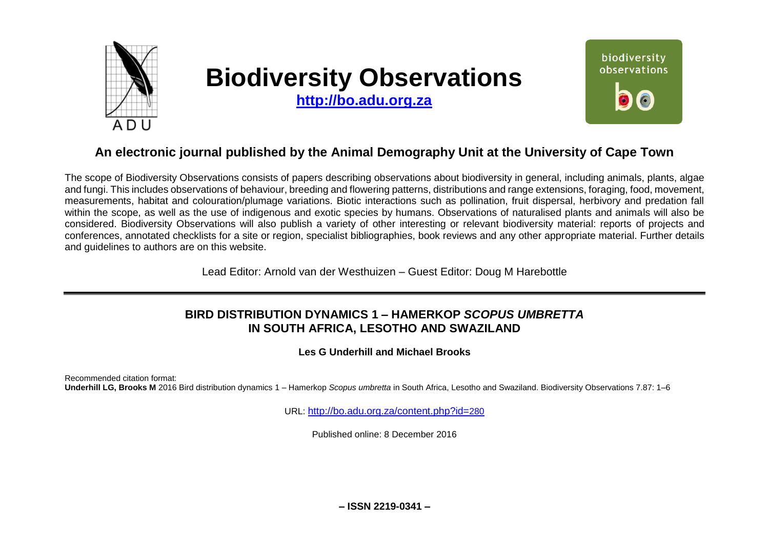# Biodiversity Observations

**http://bo.adu.org.za**

## An electronic journal published by the Animal Demography Unit at the University of Cape Town

The scope of Biodiversity Observations consists of papers describing observations about biodiversity in general, including animals, plants, algae and fungi. This includes observations of behaviour, breeding and flowering patterns, distributions and range extensions, foraging, food, movement, measurements, habitat and colouration/plumage variations. Biotic interactions such as pollination, fruit dispersal, herbivory and predation fall within the scope, as well as the use of indigenous and exotic species by humans. Observations of naturalised plants and animals will also be considered. Biodiversity Observations will also publish a variety of other interesting or relevant biodiversity material: reports of projects and conferences, annotated checklists for a site or region, specialist bibliographies, book reviews and any other appropriate material. Further details and guidelines to authors are on this website.

Lead Editor: Arnold van der Westhuizen – Guest Editor: Doug M Harebottle

---

# BIRD DISTRIBUTION DYNAMICS 1 – HAMERKOP *SCOPUS UMBRETTA* IN SOUTH AFRICA, LESOTHO AND SWAZILAND

**Les G Underhill and Michael Brooks**

Recommended citation format:
**Underhill LG, Brooks M** 2016 Bird distribution dynamics 1 – Hamerkop *Scopus umbretta* in South Africa, Lesotho and Swaziland. Biodiversity Observations 7.87: 1–6

URL: http://bo.adu.org.za/content.php?id=280

Published online: 8 December 2016

**– ISSN 2219-0341 –**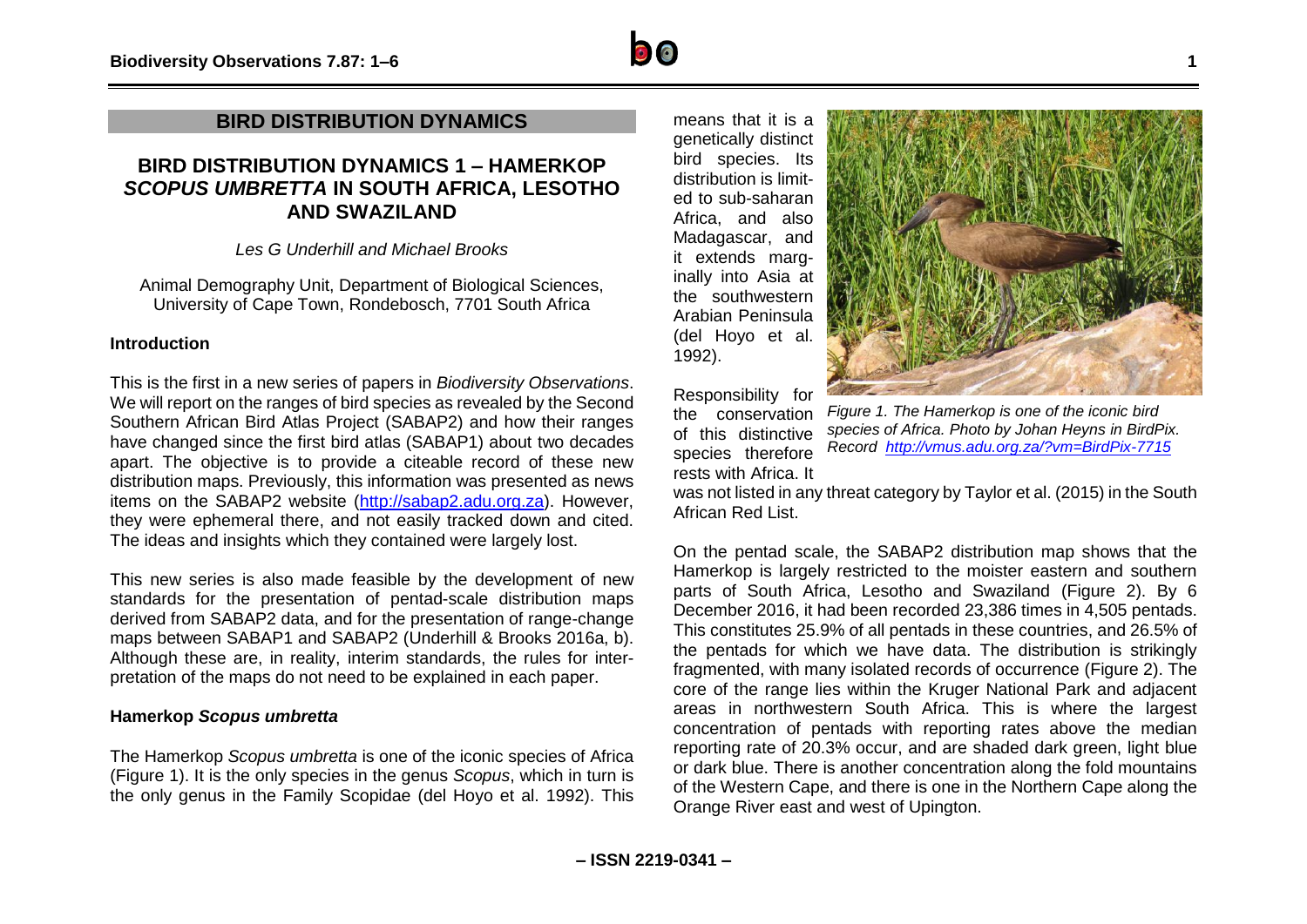## BIRD DISTRIBUTION DYNAMICS

# BIRD DISTRIBUTION DYNAMICS 1 – HAMERKOP *SCOPUS UMBRETTA* IN SOUTH AFRICA, LESOTHO AND SWAZILAND

*Les G Underhill and Michael Brooks*

Animal Demography Unit, Department of Biological Sciences, University of Cape Town, Rondebosch, 7701 South Africa

### Introduction

This is the first in a new series of papers in *Biodiversity Observations*. We will report on the ranges of bird species as revealed by the Second Southern African Bird Atlas Project (SABAP2) and how their ranges have changed since the first bird atlas (SABAP1) about two decades apart. The objective is to provide a citeable record of these new distribution maps. Previously, this information was presented as news items on the SABAP2 website (http://sabap2.adu.org.za). However, they were ephemeral there, and not easily tracked down and cited. The ideas and insights which they contained were largely lost.

This new series is also made feasible by the development of new standards for the presentation of pentad-scale distribution maps derived from SABAP2 data, and for the presentation of range-change maps between SABAP1 and SABAP2 (Underhill & Brooks 2016a, b). Although these are, in reality, interim standards, the rules for interpretation of the maps do not need to be explained in each paper.

### Hamerkop *Scopus umbretta*

The Hamerkop *Scopus umbretta* is one of the iconic species of Africa (Figure 1). It is the only species in the genus *Scopus*, which in turn is the only genus in the Family Scopidae (del Hoyo et al. 1992). This means that it is a genetically distinct bird species. Its distribution is limited to sub-saharan Africa, and also Madagascar, and it extends marginally into Asia at the southwestern Arabian Peninsula (del Hoyo et al. 1992).

*Figure 1. The Hamerkop is one of the iconic bird species of Africa. Photo by Johan Heyns in BirdPix. Record http://vmus.adu.org.za/?vm=BirdPix-7715*

Responsibility for the conservation of this distinctive species therefore rests with Africa. It was not listed in any threat category by Taylor et al. (2015) in the South African Red List.

On the pentad scale, the SABAP2 distribution map shows that the Hamerkop is largely restricted to the moister eastern and southern parts of South Africa, Lesotho and Swaziland (Figure 2). By 6 December 2016, it had been recorded 23,386 times in 4,505 pentads. This constitutes 25.9% of all pentads in these countries, and 26.5% of the pentads for which we have data. The distribution is strikingly fragmented, with many isolated records of occurrence (Figure 2). The core of the range lies within the Kruger National Park and adjacent areas in northwestern South Africa. This is where the largest concentration of pentads with reporting rates above the median reporting rate of 20.3% occur, and are shaded dark green, light blue or dark blue. There is another concentration along the fold mountains of the Western Cape, and there is one in the Northern Cape along the Orange River east and west of Upington.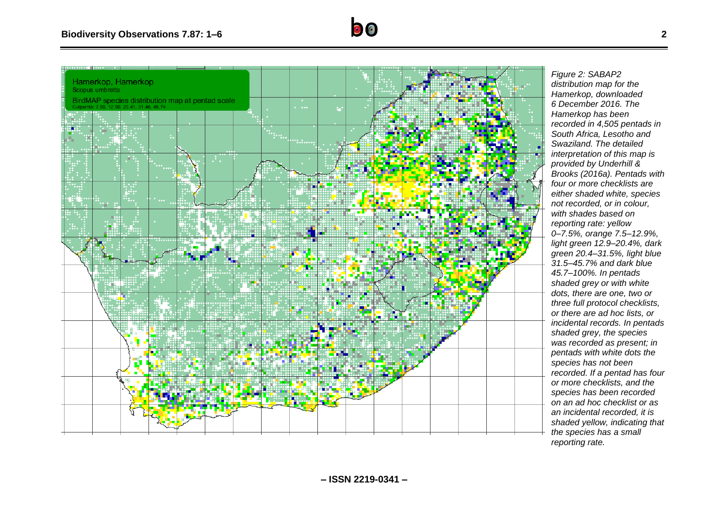*Figure 2: SABAP2 distribution map for the Hamerkop, downloaded 6 December 2016. The Hamerkop has been recorded in 4,505 pentads in South Africa, Lesotho and Swaziland. The detailed interpretation of this map is provided by Underhill & Brooks (2016a). Pentads with four or more checklists are either shaded white, species not recorded, or in colour, with shades based on reporting rate: yellow 0–7.5%, orange 7.5–12.9%, light green 12.9–20.4%, dark green 20.4–31.5%, light blue 31.5–45.7% and dark blue 45.7–100%. In pentads shaded grey or with white dots, there are one, two or three full protocol checklists, or there are ad hoc lists, or incidental records. In pentads shaded grey, the species was recorded as present; in pentads with white dots the species has not been recorded. If a pentad has four or more checklists, and the species has been recorded on an ad hoc checklist or as an incidental recorded, it is shaded yellow, indicating that the species has a small reporting rate.*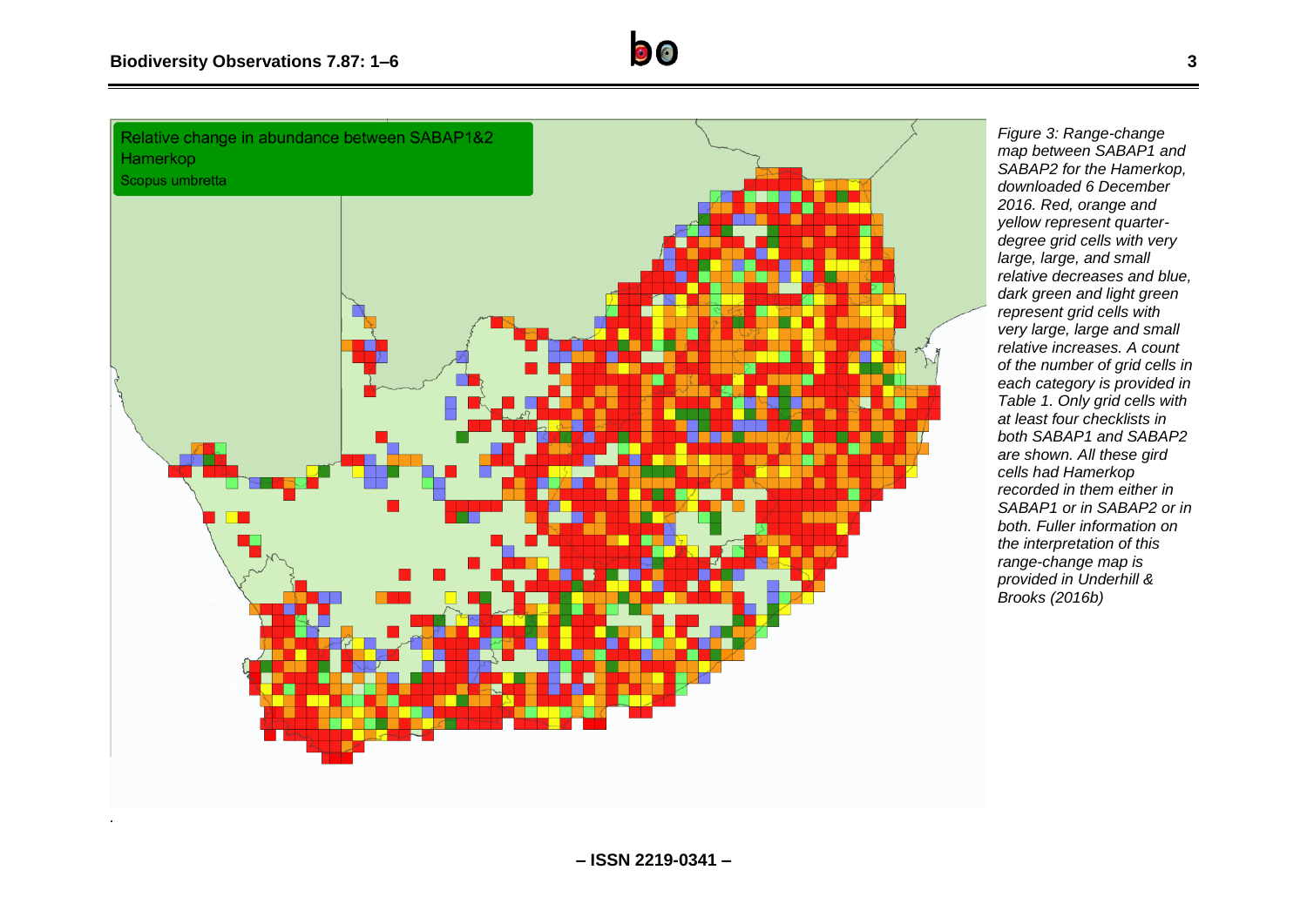*Figure 3: Range-change map between SABAP1 and SABAP2 for the Hamerkop, downloaded 6 December 2016. Red, orange and yellow represent quarter-degree grid cells with very large, large, and small relative decreases and blue, dark green and light green represent grid cells with very large, large and small relative increases. A count of the number of grid cells in each category is provided in Table 1. Only grid cells with at least four checklists in both SABAP1 and SABAP2 are shown. All these gird cells had Hamerkop recorded in them either in SABAP1 or in SABAP2 or in both. Fuller information on the interpretation of this range-change map is provided in Underhill & Brooks (2016b)*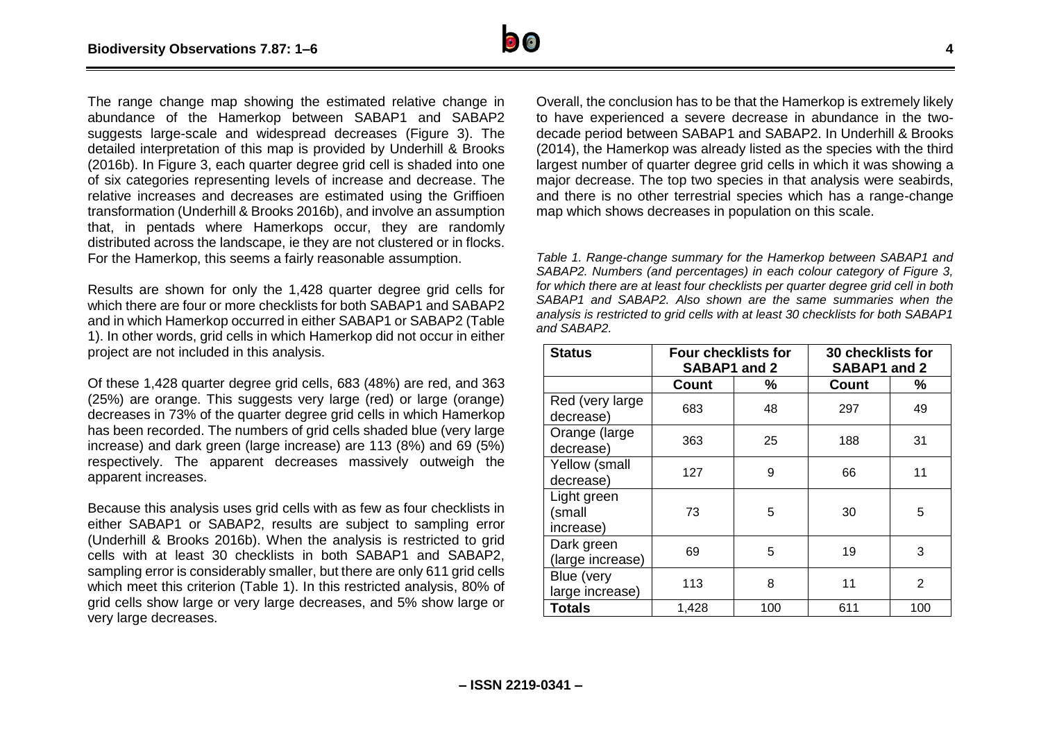The range change map showing the estimated relative change in abundance of the Hamerkop between SABAP1 and SABAP2 suggests large-scale and widespread decreases (Figure 3). The detailed interpretation of this map is provided by Underhill & Brooks (2016b). In Figure 3, each quarter degree grid cell is shaded into one of six categories representing levels of increase and decrease. The relative increases and decreases are estimated using the Griffioen transformation (Underhill & Brooks 2016b), and involve an assumption that, in pentads where Hamerkops occur, they are randomly distributed across the landscape, ie they are not clustered or in flocks. For the Hamerkop, this seems a fairly reasonable assumption.

Results are shown for only the 1,428 quarter degree grid cells for which there are four or more checklists for both SABAP1 and SABAP2 and in which Hamerkop occurred in either SABAP1 or SABAP2 (Table 1). In other words, grid cells in which Hamerkop did not occur in either project are not included in this analysis.

Of these 1,428 quarter degree grid cells, 683 (48%) are red, and 363 (25%) are orange. This suggests very large (red) or large (orange) decreases in 73% of the quarter degree grid cells in which Hamerkop has been recorded. The numbers of grid cells shaded blue (very large increase) and dark green (large increase) are 113 (8%) and 69 (5%) respectively. The apparent decreases massively outweigh the apparent increases.

Because this analysis uses grid cells with as few as four checklists in either SABAP1 or SABAP2, results are subject to sampling error (Underhill & Brooks 2016b). When the analysis is restricted to grid cells with at least 30 checklists in both SABAP1 and SABAP2, sampling error is considerably smaller, but there are only 611 grid cells which meet this criterion (Table 1). In this restricted analysis, 80% of grid cells show large or very large decreases, and 5% show large or very large decreases.

Overall, the conclusion has to be that the Hamerkop is extremely likely to have experienced a severe decrease in abundance in the two-decade period between SABAP1 and SABAP2. In Underhill & Brooks (2014), the Hamerkop was already listed as the species with the third largest number of quarter degree grid cells in which it was showing a major decrease. The top two species in that analysis were seabirds, and there is no other terrestrial species which has a range-change map which shows decreases in population on this scale.

*Table 1. Range-change summary for the Hamerkop between SABAP1 and SABAP2. Numbers (and percentages) in each colour category of Figure 3, for which there are at least four checklists per quarter degree grid cell in both SABAP1 and SABAP2. Also shown are the same summaries when the analysis is restricted to grid cells with at least 30 checklists for both SABAP1 and SABAP2.*

| **Status** | **Four checklists for SABAP1 and 2** | | **30 checklists for SABAP1 and 2** | |
|---|---|---|---|---|
| | **Count** | **%** | **Count** | **%** |
| Red (very large decrease) | 683 | 48 | 297 | 49 |
| Orange (large decrease) | 363 | 25 | 188 | 31 |
| Yellow (small decrease) | 127 | 9 | 66 | 11 |
| Light green (small increase) | 73 | 5 | 30 | 5 |
| Dark green (large increase) | 69 | 5 | 19 | 3 |
| Blue (very large increase) | 113 | 8 | 11 | 2 |
| **Totals** | 1,428 | 100 | 611 | 100 |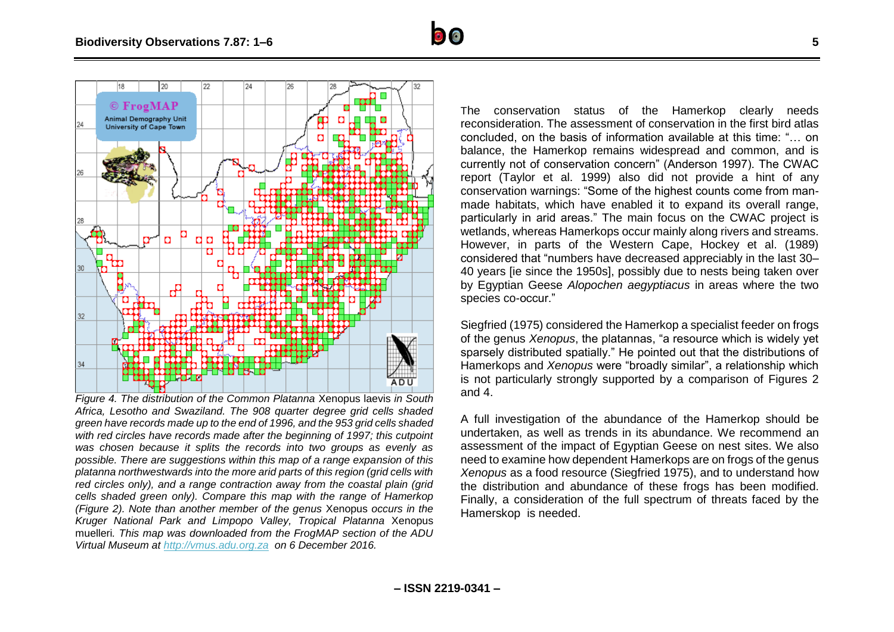*Figure 4. The distribution of the Common Platanna* Xenopus laevis *in South Africa, Lesotho and Swaziland. The 908 quarter degree grid cells shaded green have records made up to the end of 1996, and the 953 grid cells shaded with red circles have records made after the beginning of 1997; this cutpoint was chosen because it splits the records into two groups as evenly as possible. There are suggestions within this map of a range expansion of this platanna northwestwards into the more arid parts of this region (grid cells with red circles only), and a range contraction away from the coastal plain (grid cells shaded green only). Compare this map with the range of Hamerkop (Figure 2). Note than another member of the genus* Xenopus *occurs in the Kruger National Park and Limpopo Valley, Tropical Platanna* Xenopus muelleri*. This map was downloaded from the FrogMAP section of the ADU Virtual Museum at [http://vmus.adu.org.za](http://vmus.adu.org.za) on 6 December 2016.*

The conservation status of the Hamerkop clearly needs reconsideration. The assessment of conservation in the first bird atlas concluded, on the basis of information available at this time: "… on balance, the Hamerkop remains widespread and common, and is currently not of conservation concern" (Anderson 1997). The CWAC report (Taylor et al. 1999) also did not provide a hint of any conservation warnings: "Some of the highest counts come from man-made habitats, which have enabled it to expand its overall range, particularly in arid areas." The main focus on the CWAC project is wetlands, whereas Hamerkops occur mainly along rivers and streams. However, in parts of the Western Cape, Hockey et al. (1989) considered that "numbers have decreased appreciably in the last 30–40 years [ie since the 1950s], possibly due to nests being taken over by Egyptian Geese *Alopochen aegyptiacus* in areas where the two species co-occur."

Siegfried (1975) considered the Hamerkop a specialist feeder on frogs of the genus *Xenopus*, the platannas, "a resource which is widely yet sparsely distributed spatially." He pointed out that the distributions of Hamerkops and *Xenopus* were "broadly similar", a relationship which is not particularly strongly supported by a comparison of Figures 2 and 4.

A full investigation of the abundance of the Hamerkop should be undertaken, as well as trends in its abundance. We recommend an assessment of the impact of Egyptian Geese on nest sites. We also need to examine how dependent Hamerkops are on frogs of the genus *Xenopus* as a food resource (Siegfried 1975), and to understand how the distribution and abundance of these frogs has been modified. Finally, a consideration of the full spectrum of threats faced by the Hamerskop is needed.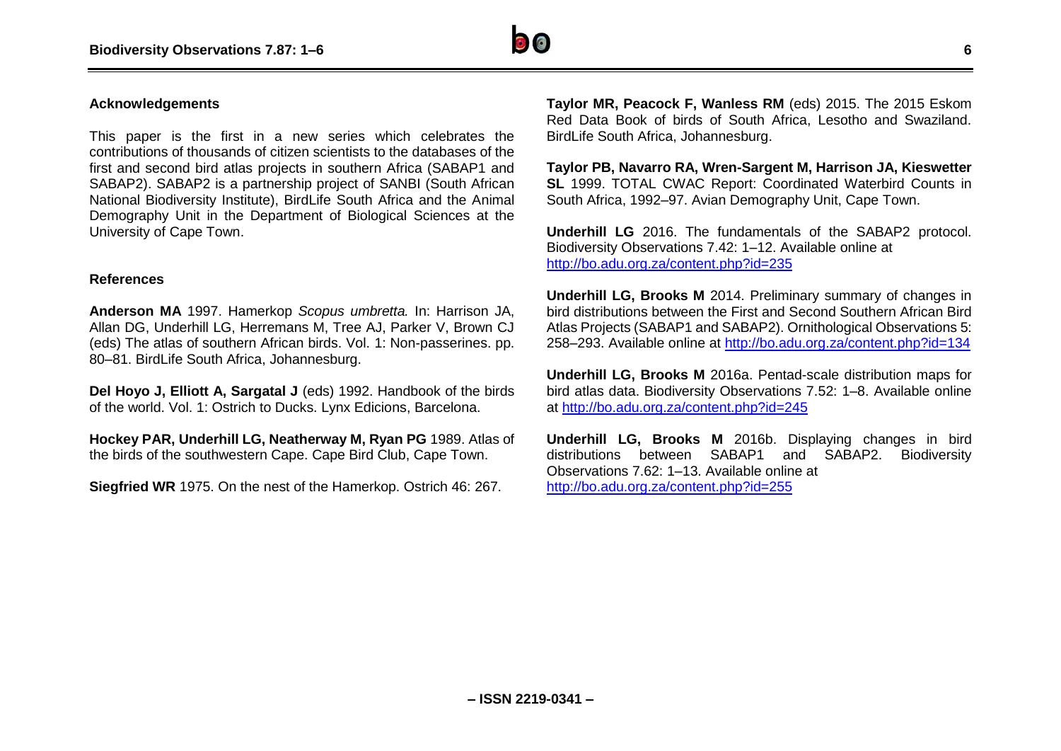## Acknowledgements

This paper is the first in a new series which celebrates the contributions of thousands of citizen scientists to the databases of the first and second bird atlas projects in southern Africa (SABAP1 and SABAP2). SABAP2 is a partnership project of SANBI (South African National Biodiversity Institute), BirdLife South Africa and the Animal Demography Unit in the Department of Biological Sciences at the University of Cape Town.

## References

**Anderson MA** 1997. Hamerkop *Scopus umbretta.* In: Harrison JA, Allan DG, Underhill LG, Herremans M, Tree AJ, Parker V, Brown CJ (eds) The atlas of southern African birds. Vol. 1: Non-passerines. pp. 80–81. BirdLife South Africa, Johannesburg.

**Del Hoyo J, Elliott A, Sargatal J** (eds) 1992. Handbook of the birds of the world. Vol. 1: Ostrich to Ducks. Lynx Edicions, Barcelona.

**Hockey PAR, Underhill LG, Neatherway M, Ryan PG** 1989. Atlas of the birds of the southwestern Cape. Cape Bird Club, Cape Town.

**Siegfried WR** 1975. On the nest of the Hamerkop. Ostrich 46: 267.

**Taylor MR, Peacock F, Wanless RM** (eds) 2015. The 2015 Eskom Red Data Book of birds of South Africa, Lesotho and Swaziland. BirdLife South Africa, Johannesburg.

**Taylor PB, Navarro RA, Wren-Sargent M, Harrison JA, Kieswetter SL** 1999. TOTAL CWAC Report: Coordinated Waterbird Counts in South Africa, 1992–97. Avian Demography Unit, Cape Town.

**Underhill LG** 2016. The fundamentals of the SABAP2 protocol. Biodiversity Observations 7.42: 1–12. Available online at http://bo.adu.org.za/content.php?id=235

**Underhill LG, Brooks M** 2014. Preliminary summary of changes in bird distributions between the First and Second Southern African Bird Atlas Projects (SABAP1 and SABAP2). Ornithological Observations 5: 258–293. Available online at http://bo.adu.org.za/content.php?id=134

**Underhill LG, Brooks M** 2016a. Pentad-scale distribution maps for bird atlas data. Biodiversity Observations 7.52: 1–8. Available online at http://bo.adu.org.za/content.php?id=245

**Underhill LG, Brooks M** 2016b. Displaying changes in bird distributions between SABAP1 and SABAP2. Biodiversity Observations 7.62: 1–13. Available online at http://bo.adu.org.za/content.php?id=255